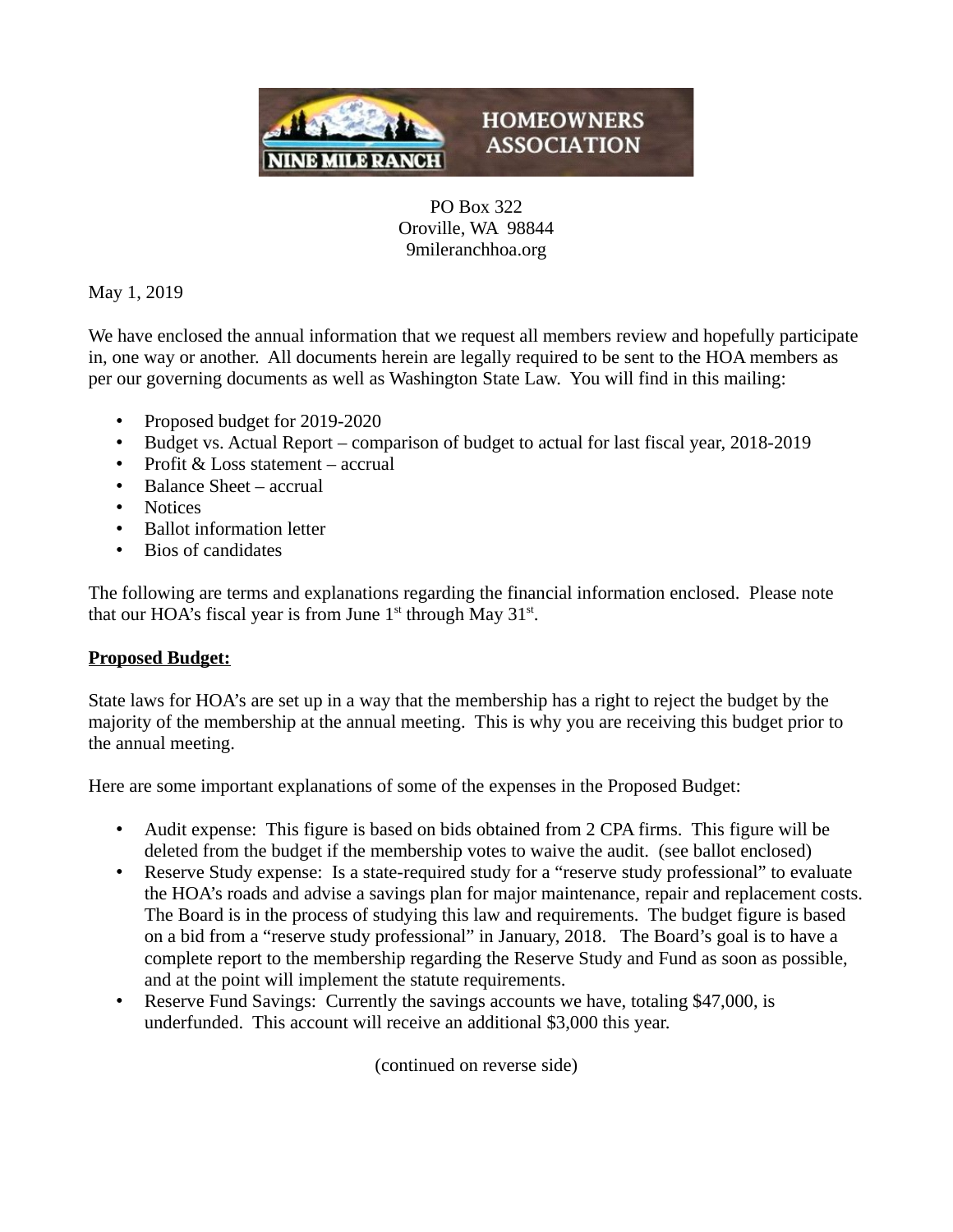NINE MILE RANCH HOMEOWNERS ASSOCIATION

PO Box 322
Oroville, WA 98844
9mileranchhoa.org

May 1, 2019

We have enclosed the annual information that we request all members review and hopefully participate in, one way or another. All documents herein are legally required to be sent to the HOA members as per our governing documents as well as Washington State Law. You will find in this mailing:

- Proposed budget for 2019-2020
- Budget vs. Actual Report – comparison of budget to actual for last fiscal year, 2018-2019
- Profit & Loss statement – accrual
- Balance Sheet – accrual
- Notices
- Ballot information letter
- Bios of candidates

The following are terms and explanations regarding the financial information enclosed. Please note that our HOA's fiscal year is from June 1st through May 31st.

**Proposed Budget:**

State laws for HOA's are set up in a way that the membership has a right to reject the budget by the majority of the membership at the annual meeting. This is why you are receiving this budget prior to the annual meeting.

Here are some important explanations of some of the expenses in the Proposed Budget:

- Audit expense: This figure is based on bids obtained from 2 CPA firms. This figure will be deleted from the budget if the membership votes to waive the audit. (see ballot enclosed)
- Reserve Study expense: Is a state-required study for a "reserve study professional" to evaluate the HOA's roads and advise a savings plan for major maintenance, repair and replacement costs. The Board is in the process of studying this law and requirements. The budget figure is based on a bid from a "reserve study professional" in January, 2018. The Board's goal is to have a complete report to the membership regarding the Reserve Study and Fund as soon as possible, and at the point will implement the statute requirements.
- Reserve Fund Savings: Currently the savings accounts we have, totaling $47,000, is underfunded. This account will receive an additional $3,000 this year.

(continued on reverse side)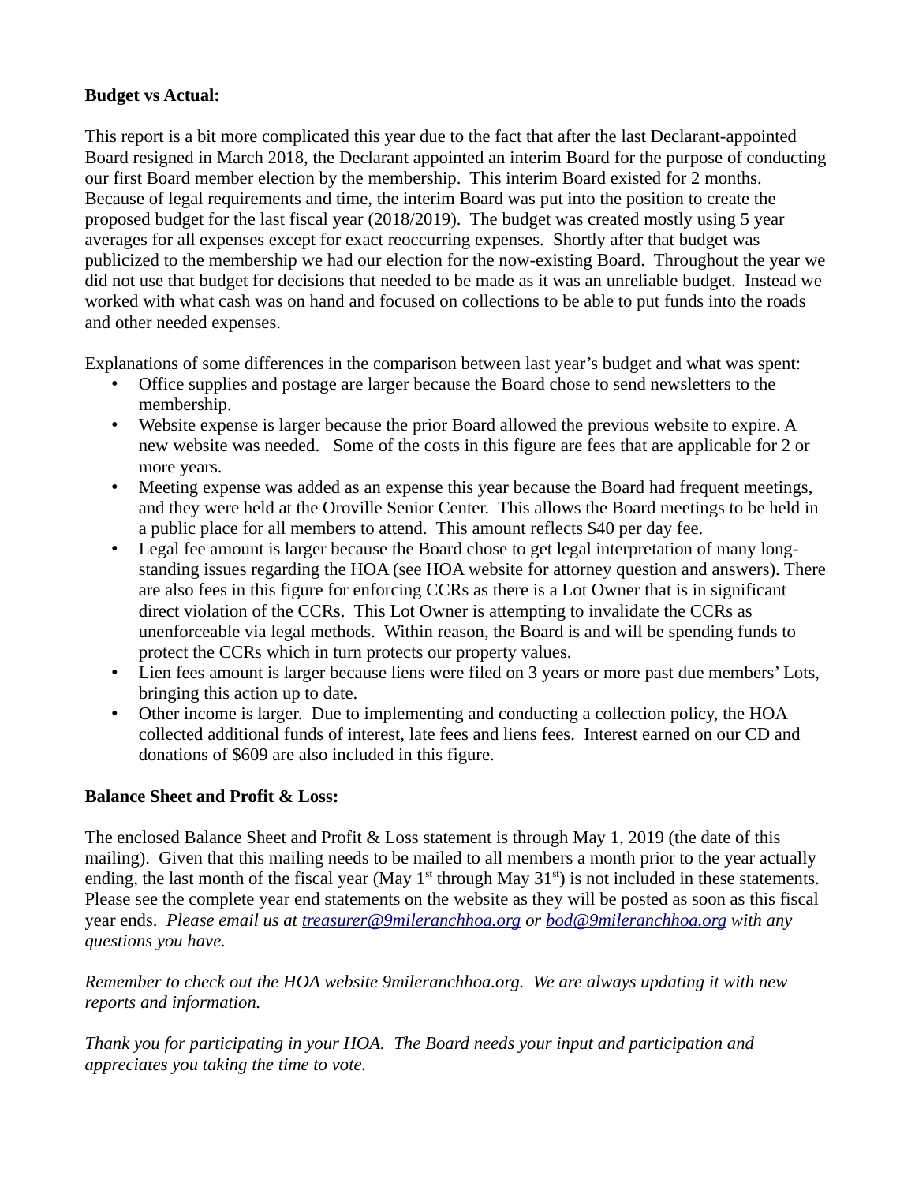**Budget vs Actual:**

This report is a bit more complicated this year due to the fact that after the last Declarant-appointed Board resigned in March 2018, the Declarant appointed an interim Board for the purpose of conducting our first Board member election by the membership. This interim Board existed for 2 months. Because of legal requirements and time, the interim Board was put into the position to create the proposed budget for the last fiscal year (2018/2019). The budget was created mostly using 5 year averages for all expenses except for exact reoccurring expenses. Shortly after that budget was publicized to the membership we had our election for the now-existing Board. Throughout the year we did not use that budget for decisions that needed to be made as it was an unreliable budget. Instead we worked with what cash was on hand and focused on collections to be able to put funds into the roads and other needed expenses.

Explanations of some differences in the comparison between last year's budget and what was spent:

- Office supplies and postage are larger because the Board chose to send newsletters to the membership.
- Website expense is larger because the prior Board allowed the previous website to expire. A new website was needed. Some of the costs in this figure are fees that are applicable for 2 or more years.
- Meeting expense was added as an expense this year because the Board had frequent meetings, and they were held at the Oroville Senior Center. This allows the Board meetings to be held in a public place for all members to attend. This amount reflects $40 per day fee.
- Legal fee amount is larger because the Board chose to get legal interpretation of many long-standing issues regarding the HOA (see HOA website for attorney question and answers). There are also fees in this figure for enforcing CCRs as there is a Lot Owner that is in significant direct violation of the CCRs. This Lot Owner is attempting to invalidate the CCRs as unenforceable via legal methods. Within reason, the Board is and will be spending funds to protect the CCRs which in turn protects our property values.
- Lien fees amount is larger because liens were filed on 3 years or more past due members' Lots, bringing this action up to date.
- Other income is larger. Due to implementing and conducting a collection policy, the HOA collected additional funds of interest, late fees and liens fees. Interest earned on our CD and donations of $609 are also included in this figure.

**Balance Sheet and Profit & Loss:**

The enclosed Balance Sheet and Profit & Loss statement is through May 1, 2019 (the date of this mailing). Given that this mailing needs to be mailed to all members a month prior to the year actually ending, the last month of the fiscal year (May 1st through May 31st) is not included in these statements. Please see the complete year end statements on the website as they will be posted as soon as this fiscal year ends. *Please email us at treasurer@9mileranchhoa.org or bod@9mileranchhoa.org with any questions you have.*

*Remember to check out the HOA website 9mileranchhoa.org. We are always updating it with new reports and information.*

*Thank you for participating in your HOA. The Board needs your input and participation and appreciates you taking the time to vote.*